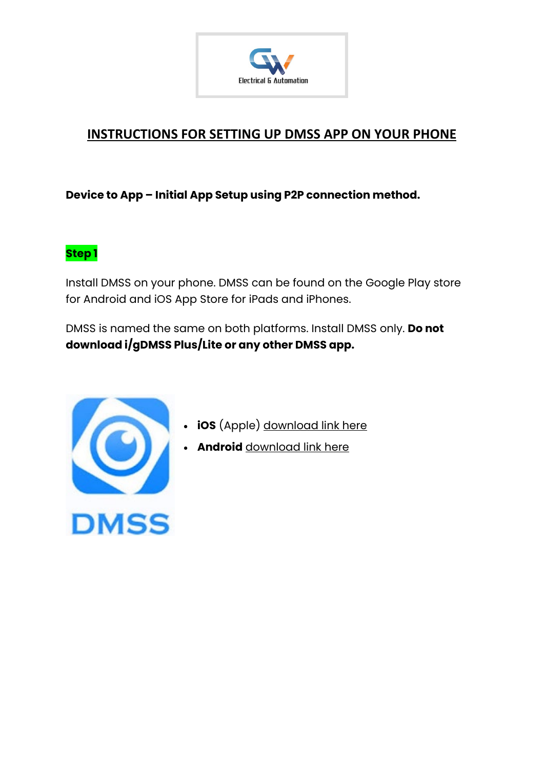# INSTRUCTIONS FOR SETTING UP DMSS APP ON YOUR PHONE

**Device to App – Initial App Setup using P2P connection method.**

**Step 1**

Install DMSS on your phone. DMSS can be found on the Google Play store for Android and iOS App Store for iPads and iPhones.

DMSS is named the same on both platforms. Install DMSS only. **Do not download i/gDMSS Plus/Lite or any other DMSS app.**

- **iOS** (Apple) download link here
- **Android** download link here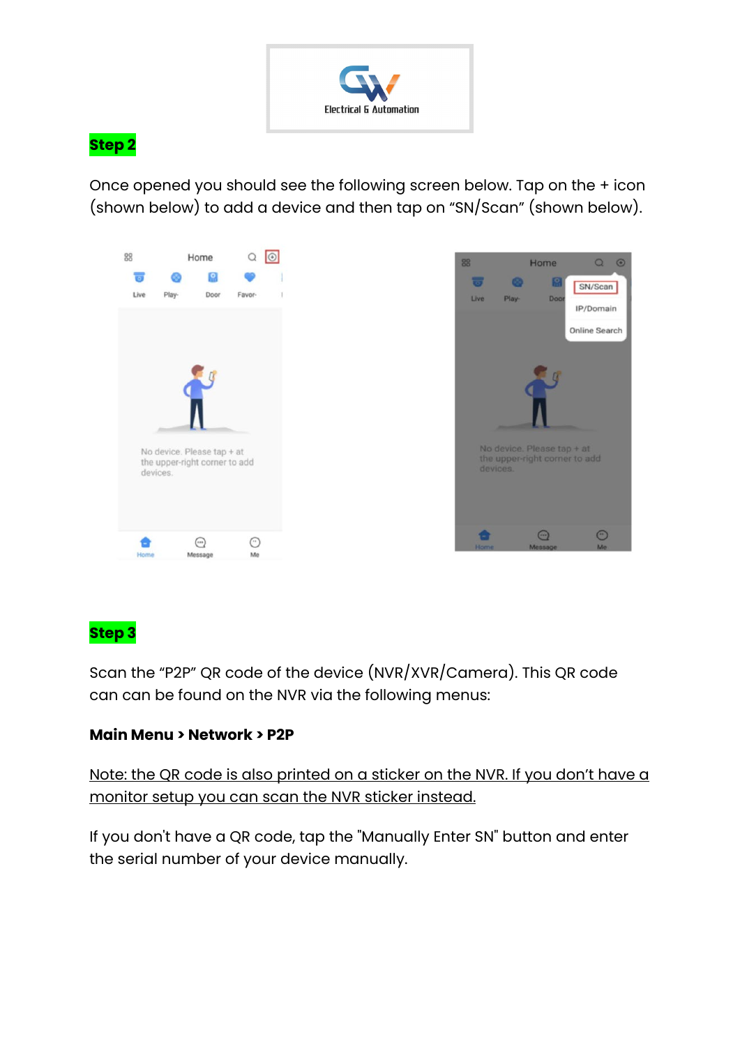## Step 2

Once opened you should see the following screen below. Tap on the + icon (shown below) to add a device and then tap on “SN/Scan” (shown below).

## Step 3

Scan the “P2P” QR code of the device (NVR/XVR/Camera). This QR code can can be found on the NVR via the following menus:

**Main Menu > Network > P2P**

<u>Note: the QR code is also printed on a sticker on the NVR. If you don’t have a monitor setup you can scan the NVR sticker instead.</u>

If you don't have a QR code, tap the "Manually Enter SN" button and enter the serial number of your device manually.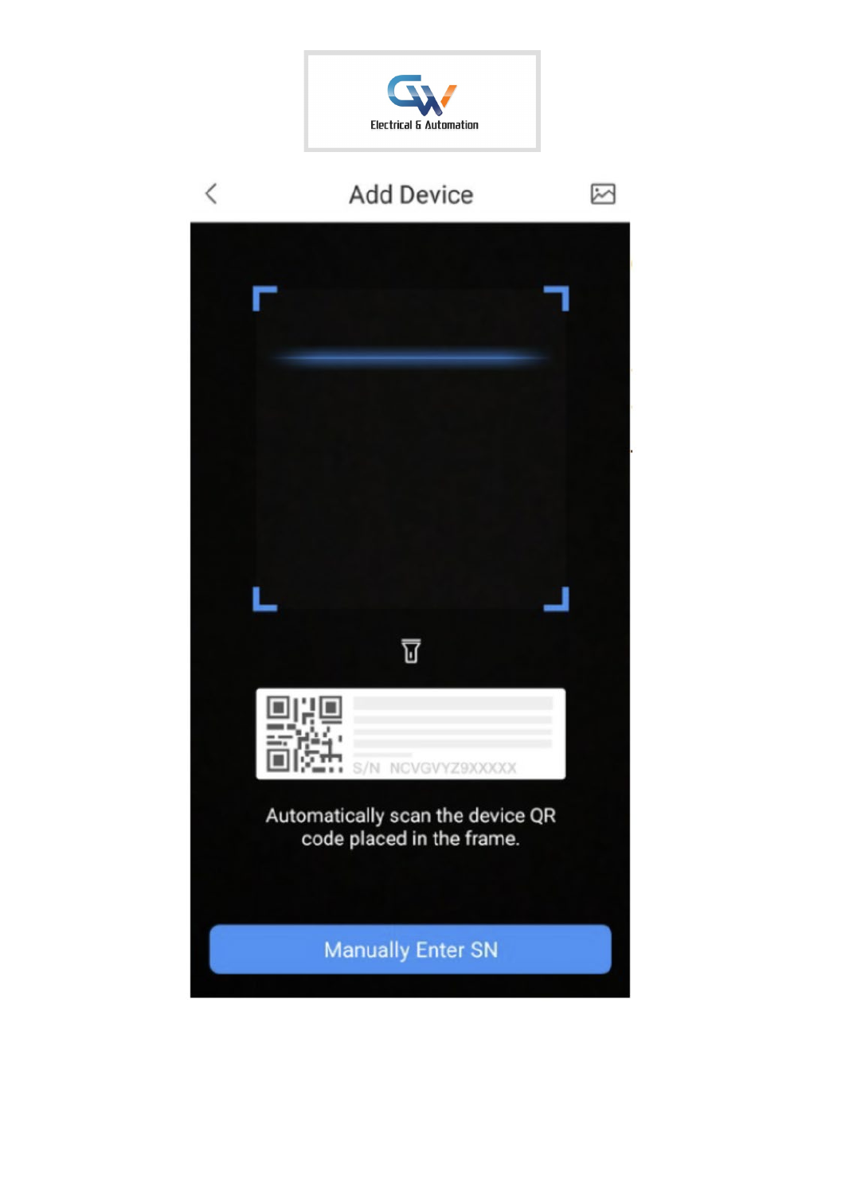Electrical & Automation

Add Device

S/N NCVGVYZ9XXXXX

Automatically scan the device QR code placed in the frame.

Manually Enter SN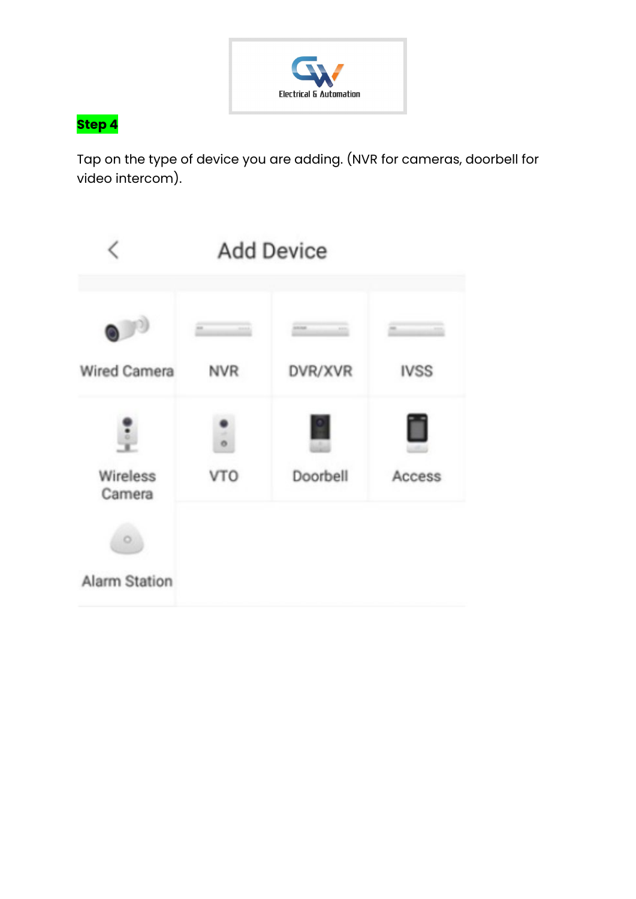**Step 4**

Tap on the type of device you are adding. (NVR for cameras, doorbell for video intercom).

Add Device

| Wired Camera | NVR | DVR/XVR | IVSS |
| --- | --- | --- | --- |
| Wireless Camera | VTO | Doorbell | Access |
| Alarm Station | | | |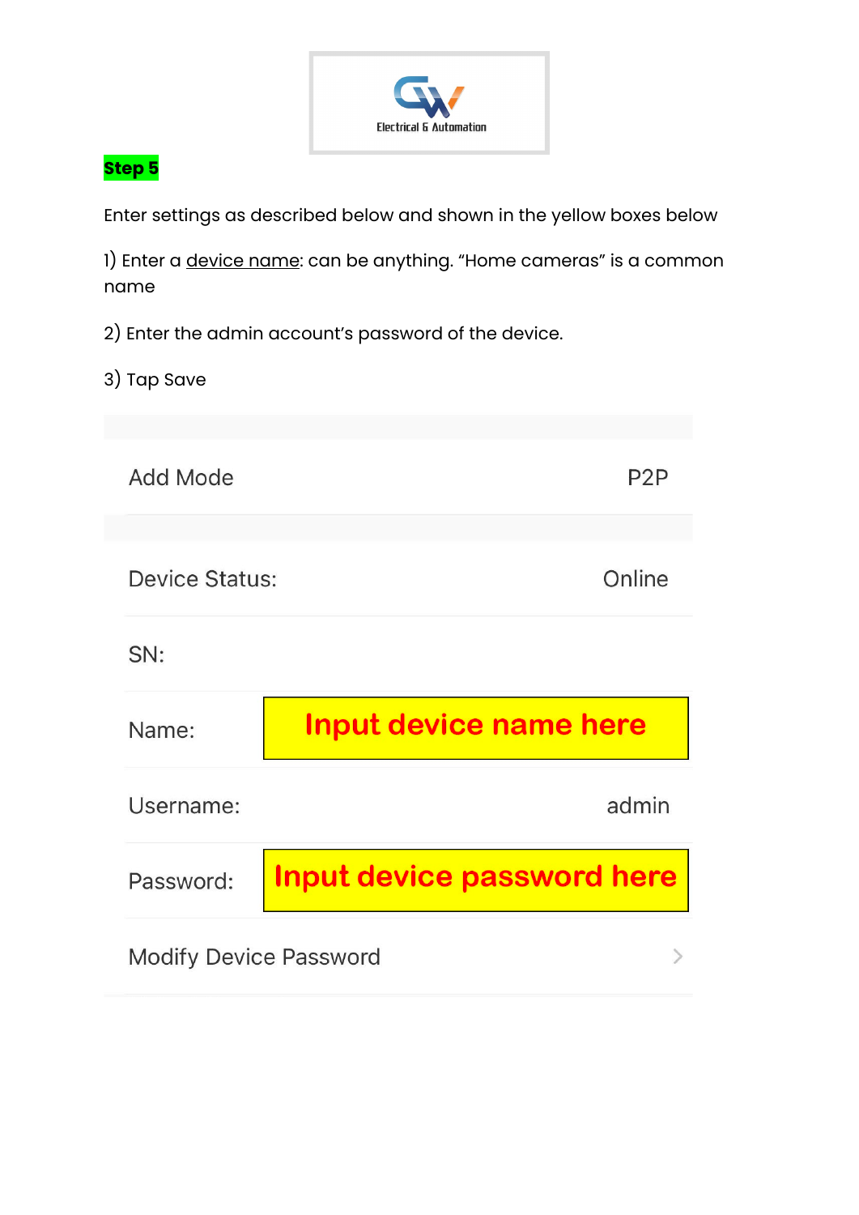Electrical & Automation

**Step 5**

Enter settings as described below and shown in the yellow boxes below

1) Enter a device name: can be anything. "Home cameras" is a common name

2) Enter the admin account's password of the device.

3) Tap Save

| | |
|---|---|
| Add Mode | P2P |
| Device Status: | Online |
| SN: | |
| Name: | Input device name here |
| Username: | admin |
| Password: | Input device password here |
| Modify Device Password | > |